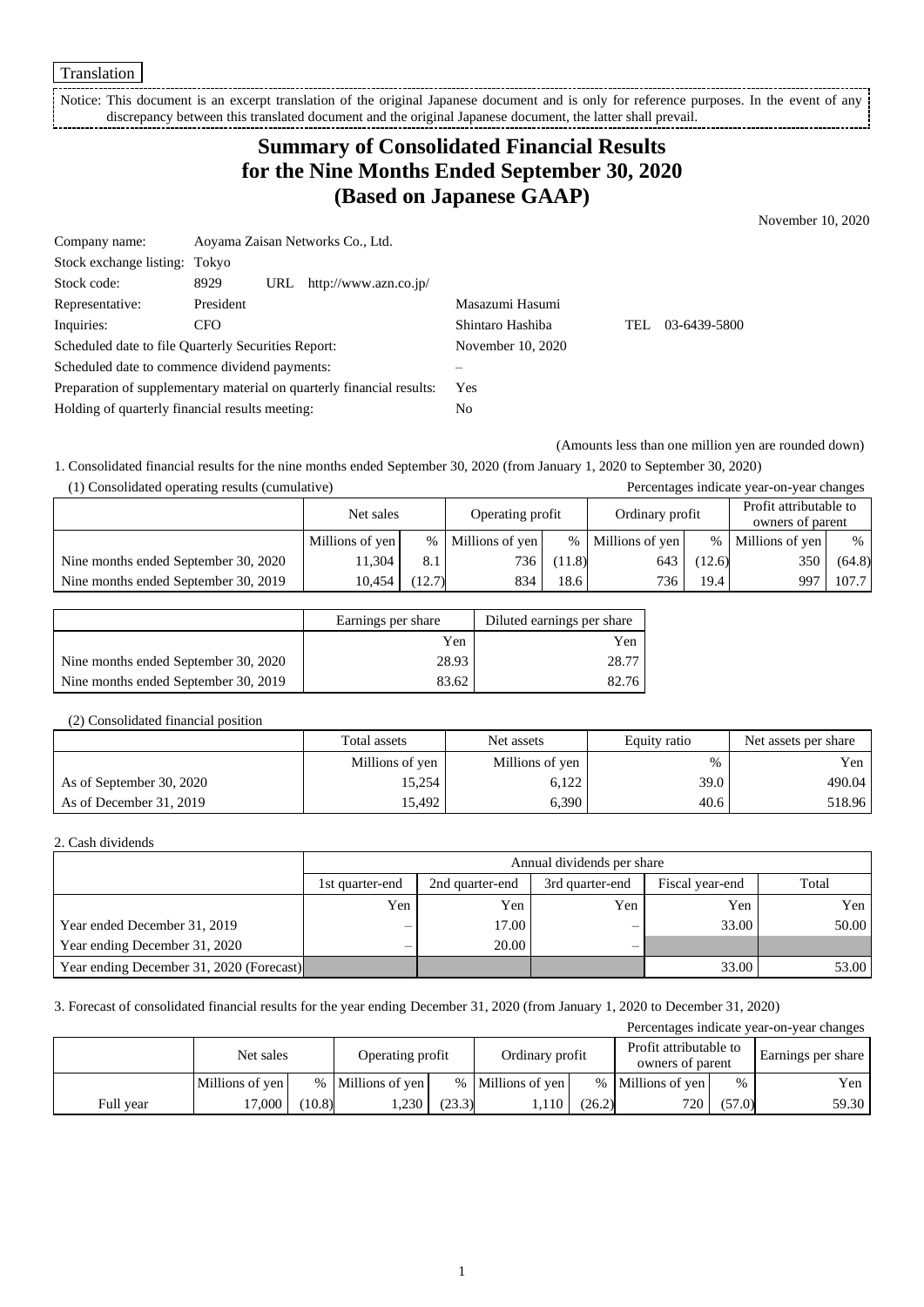Translation

Notice: This document is an excerpt translation of the original Japanese document and is only for reference purposes. In the event of any discrepancy between this translated document and the original Japanese document, the latter shall prevail.

# Summary of Consolidated Financial Results for the Nine Months Ended September 30, 2020 (Based on Japanese GAAP)

November 10, 2020

| | | |
|---|---|---|
| Company name: | Aoyama Zaisan Networks Co., Ltd. | |
| Stock exchange listing: | Tokyo | |
| Stock code: | 8929 URL http://www.azn.co.jp/ | |
| Representative: | President | Masazumi Hasumi |
| Inquiries: | CFO | Shintaro Hashiba TEL 03-6439-5800 |
| Scheduled date to file Quarterly Securities Report: | | November 10, 2020 |
| Scheduled date to commence dividend payments: | | – |
| Preparation of supplementary material on quarterly financial results: | | Yes |
| Holding of quarterly financial results meeting: | | No |

(Amounts less than one million yen are rounded down)

1. Consolidated financial results for the nine months ended September 30, 2020 (from January 1, 2020 to September 30, 2020)

(1) Consolidated operating results (cumulative)

Percentages indicate year-on-year changes

| | Net sales | | Operating profit | | Ordinary profit | | Profit attributable to owners of parent | |
|---|---|---|---|---|---|---|---|---|
| | Millions of yen | % | Millions of yen | % | Millions of yen | % | Millions of yen | % |
| Nine months ended September 30, 2020 | 11,304 | 8.1 | 736 | (11.8) | 643 | (12.6) | 350 | (64.8) |
| Nine months ended September 30, 2019 | 10,454 | (12.7) | 834 | 18.6 | 736 | 19.4 | 997 | 107.7 |

| | Earnings per share | Diluted earnings per share |
|---|---|---|
| | Yen | Yen |
| Nine months ended September 30, 2020 | 28.93 | 28.77 |
| Nine months ended September 30, 2019 | 83.62 | 82.76 |

(2) Consolidated financial position

| | Total assets | Net assets | Equity ratio | Net assets per share |
|---|---|---|---|---|
| | Millions of yen | Millions of yen | % | Yen |
| As of September 30, 2020 | 15,254 | 6,122 | 39.0 | 490.04 |
| As of December 31, 2019 | 15,492 | 6,390 | 40.6 | 518.96 |

2. Cash dividends

| | Annual dividends per share | | | | |
|---|---|---|---|---|---|
| | 1st quarter-end | 2nd quarter-end | 3rd quarter-end | Fiscal year-end | Total |
| | Yen | Yen | Yen | Yen | Yen |
| Year ended December 31, 2019 | – | 17.00 | – | 33.00 | 50.00 |
| Year ending December 31, 2020 | – | 20.00 | – | | |
| Year ending December 31, 2020 (Forecast) | | | | 33.00 | 53.00 |

3. Forecast of consolidated financial results for the year ending December 31, 2020 (from January 1, 2020 to December 31, 2020)

Percentages indicate year-on-year changes

| | Net sales | | Operating profit | | Ordinary profit | | Profit attributable to owners of parent | | Earnings per share |
|---|---|---|---|---|---|---|---|---|---|
| | Millions of yen | % | Millions of yen | % | Millions of yen | % | Millions of yen | % | Yen |
| Full year | 17,000 | (10.8) | 1,230 | (23.3) | 1,110 | (26.2) | 720 | (57.0) | 59.30 |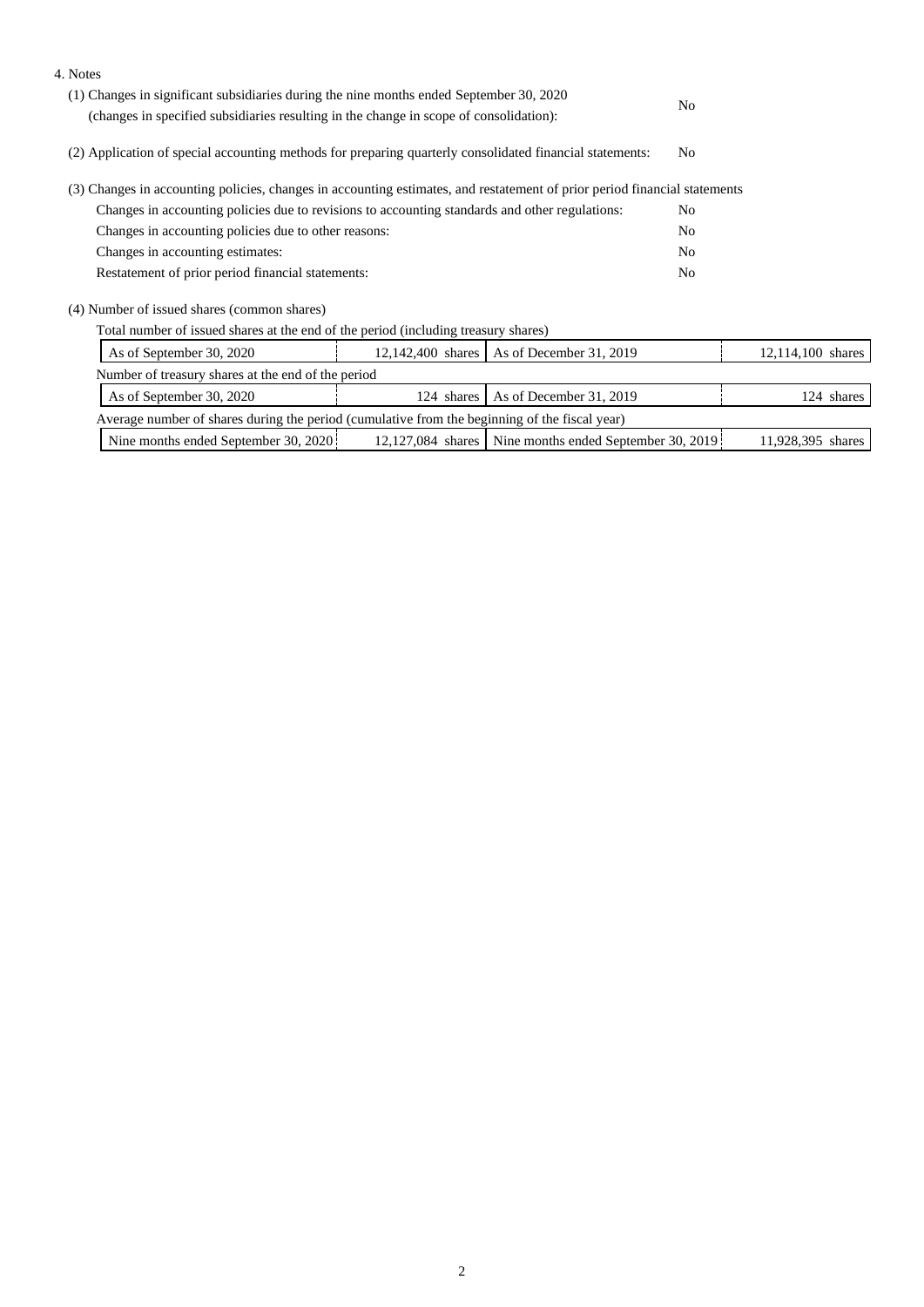4. Notes

(1) Changes in significant subsidiaries during the nine months ended September 30, 2020 (changes in specified subsidiaries resulting in the change in scope of consolidation): No

(2) Application of special accounting methods for preparing quarterly consolidated financial statements: No

(3) Changes in accounting policies, changes in accounting estimates, and restatement of prior period financial statements

| | |
|---|---|
| Changes in accounting policies due to revisions to accounting standards and other regulations: | No |
| Changes in accounting policies due to other reasons: | No |
| Changes in accounting estimates: | No |
| Restatement of prior period financial statements: | No |

(4) Number of issued shares (common shares)

Total number of issued shares at the end of the period (including treasury shares)

| | | | |
|---|---|---|---|
| As of September 30, 2020 | 12,142,400 shares | As of December 31, 2019 | 12,114,100 shares |

Number of treasury shares at the end of the period

| | | | |
|---|---|---|---|
| As of September 30, 2020 | 124 shares | As of December 31, 2019 | 124 shares |

Average number of shares during the period (cumulative from the beginning of the fiscal year)

| | | | |
|---|---|---|---|
| Nine months ended September 30, 2020 | 12,127,084 shares | Nine months ended September 30, 2019 | 11,928,395 shares |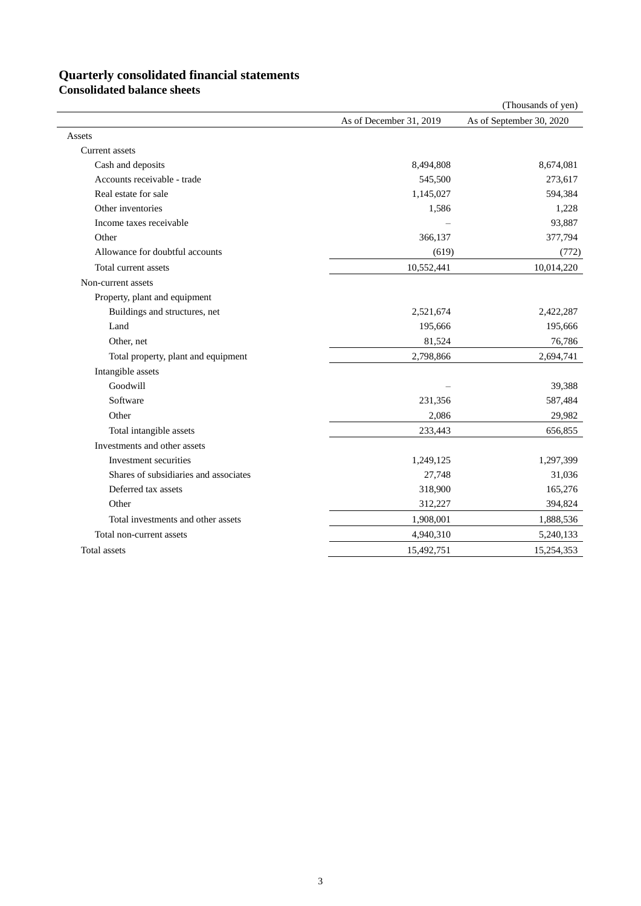# Quarterly consolidated financial statements

## Consolidated balance sheets

(Thousands of yen)

| | As of December 31, 2019 | As of September 30, 2020 |
|---|---|---|
| Assets | | |
| Current assets | | |
| Cash and deposits | 8,494,808 | 8,674,081 |
| Accounts receivable - trade | 545,500 | 273,617 |
| Real estate for sale | 1,145,027 | 594,384 |
| Other inventories | 1,586 | 1,228 |
| Income taxes receivable | – | 93,887 |
| Other | 366,137 | 377,794 |
| Allowance for doubtful accounts | (619) | (772) |
| Total current assets | 10,552,441 | 10,014,220 |
| Non-current assets | | |
| Property, plant and equipment | | |
| Buildings and structures, net | 2,521,674 | 2,422,287 |
| Land | 195,666 | 195,666 |
| Other, net | 81,524 | 76,786 |
| Total property, plant and equipment | 2,798,866 | 2,694,741 |
| Intangible assets | | |
| Goodwill | – | 39,388 |
| Software | 231,356 | 587,484 |
| Other | 2,086 | 29,982 |
| Total intangible assets | 233,443 | 656,855 |
| Investments and other assets | | |
| Investment securities | 1,249,125 | 1,297,399 |
| Shares of subsidiaries and associates | 27,748 | 31,036 |
| Deferred tax assets | 318,900 | 165,276 |
| Other | 312,227 | 394,824 |
| Total investments and other assets | 1,908,001 | 1,888,536 |
| Total non-current assets | 4,940,310 | 5,240,133 |
| Total assets | 15,492,751 | 15,254,353 |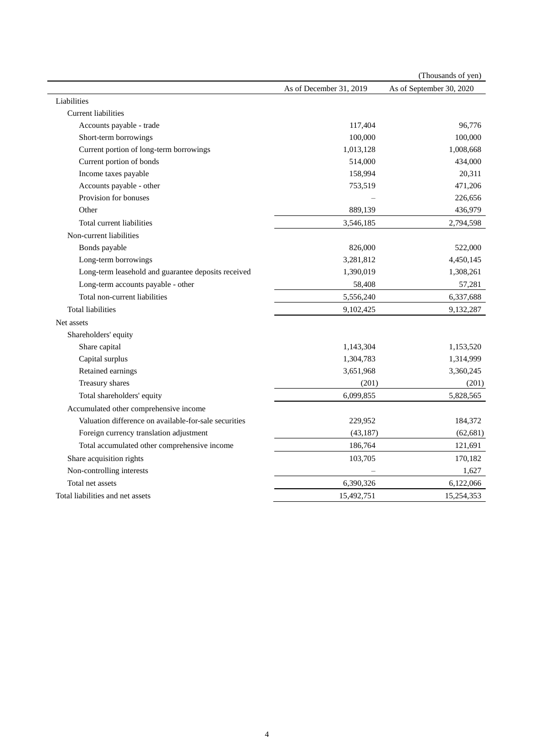(Thousands of yen)

| | As of December 31, 2019 | As of September 30, 2020 |
|---|---|---|
| Liabilities | | |
| Current liabilities | | |
| Accounts payable - trade | 117,404 | 96,776 |
| Short-term borrowings | 100,000 | 100,000 |
| Current portion of long-term borrowings | 1,013,128 | 1,008,668 |
| Current portion of bonds | 514,000 | 434,000 |
| Income taxes payable | 158,994 | 20,311 |
| Accounts payable - other | 753,519 | 471,206 |
| Provision for bonuses | – | 226,656 |
| Other | 889,139 | 436,979 |
| Total current liabilities | 3,546,185 | 2,794,598 |
| Non-current liabilities | | |
| Bonds payable | 826,000 | 522,000 |
| Long-term borrowings | 3,281,812 | 4,450,145 |
| Long-term leasehold and guarantee deposits received | 1,390,019 | 1,308,261 |
| Long-term accounts payable - other | 58,408 | 57,281 |
| Total non-current liabilities | 5,556,240 | 6,337,688 |
| Total liabilities | 9,102,425 | 9,132,287 |
| Net assets | | |
| Shareholders' equity | | |
| Share capital | 1,143,304 | 1,153,520 |
| Capital surplus | 1,304,783 | 1,314,999 |
| Retained earnings | 3,651,968 | 3,360,245 |
| Treasury shares | (201) | (201) |
| Total shareholders' equity | 6,099,855 | 5,828,565 |
| Accumulated other comprehensive income | | |
| Valuation difference on available-for-sale securities | 229,952 | 184,372 |
| Foreign currency translation adjustment | (43,187) | (62,681) |
| Total accumulated other comprehensive income | 186,764 | 121,691 |
| Share acquisition rights | 103,705 | 170,182 |
| Non-controlling interests | – | 1,627 |
| Total net assets | 6,390,326 | 6,122,066 |
| Total liabilities and net assets | 15,492,751 | 15,254,353 |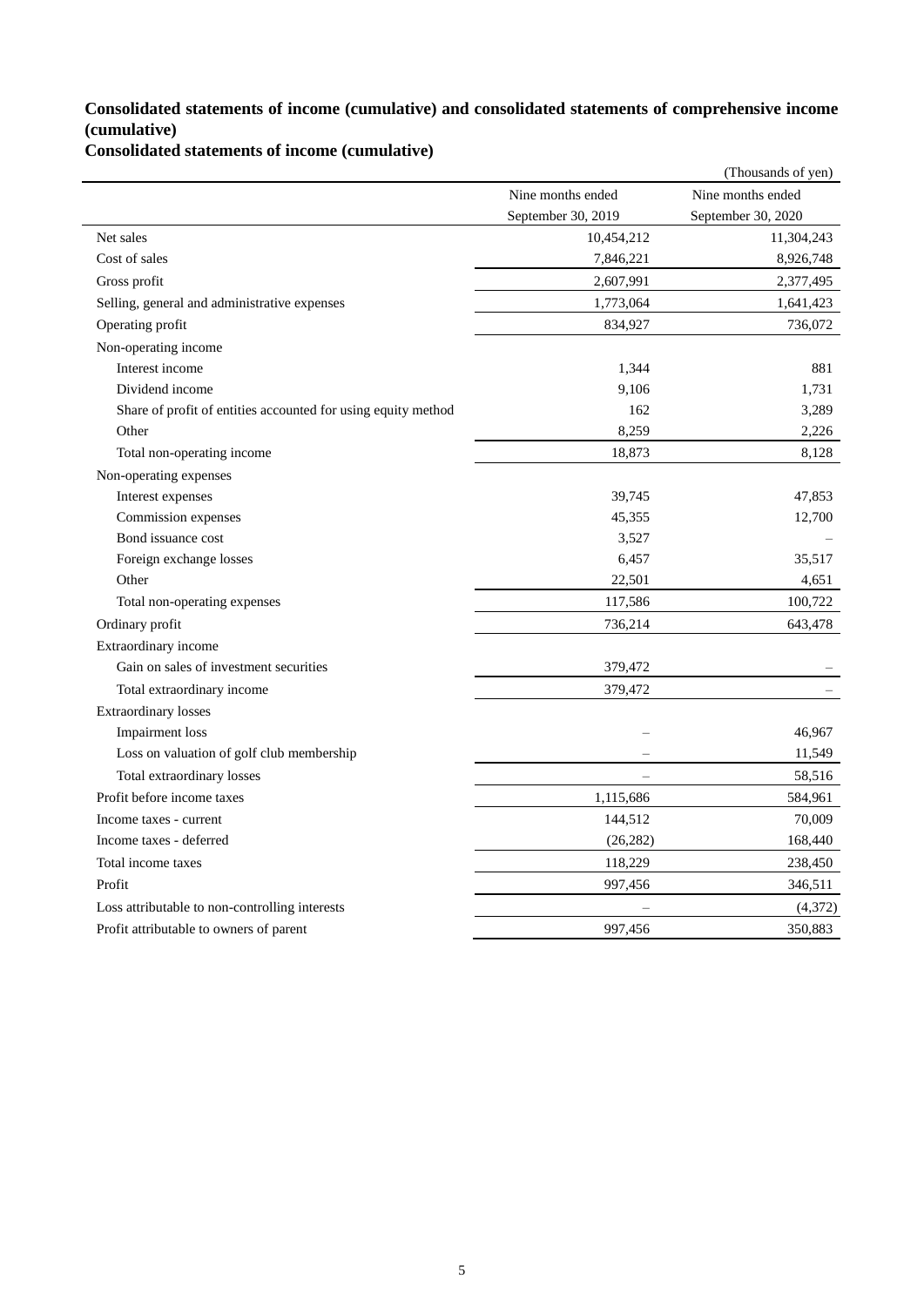**Consolidated statements of income (cumulative) and consolidated statements of comprehensive income (cumulative)**

**Consolidated statements of income (cumulative)**

(Thousands of yen)

| | Nine months ended September 30, 2019 | Nine months ended September 30, 2020 |
|---|---|---|
| Net sales | 10,454,212 | 11,304,243 |
| Cost of sales | 7,846,221 | 8,926,748 |
| Gross profit | 2,607,991 | 2,377,495 |
| Selling, general and administrative expenses | 1,773,064 | 1,641,423 |
| Operating profit | 834,927 | 736,072 |
| Non-operating income | | |
| Interest income | 1,344 | 881 |
| Dividend income | 9,106 | 1,731 |
| Share of profit of entities accounted for using equity method | 162 | 3,289 |
| Other | 8,259 | 2,226 |
| Total non-operating income | 18,873 | 8,128 |
| Non-operating expenses | | |
| Interest expenses | 39,745 | 47,853 |
| Commission expenses | 45,355 | 12,700 |
| Bond issuance cost | 3,527 | – |
| Foreign exchange losses | 6,457 | 35,517 |
| Other | 22,501 | 4,651 |
| Total non-operating expenses | 117,586 | 100,722 |
| Ordinary profit | 736,214 | 643,478 |
| Extraordinary income | | |
| Gain on sales of investment securities | 379,472 | – |
| Total extraordinary income | 379,472 | – |
| Extraordinary losses | | |
| Impairment loss | – | 46,967 |
| Loss on valuation of golf club membership | – | 11,549 |
| Total extraordinary losses | – | 58,516 |
| Profit before income taxes | 1,115,686 | 584,961 |
| Income taxes - current | 144,512 | 70,009 |
| Income taxes - deferred | (26,282) | 168,440 |
| Total income taxes | 118,229 | 238,450 |
| Profit | 997,456 | 346,511 |
| Loss attributable to non-controlling interests | – | (4,372) |
| Profit attributable to owners of parent | 997,456 | 350,883 |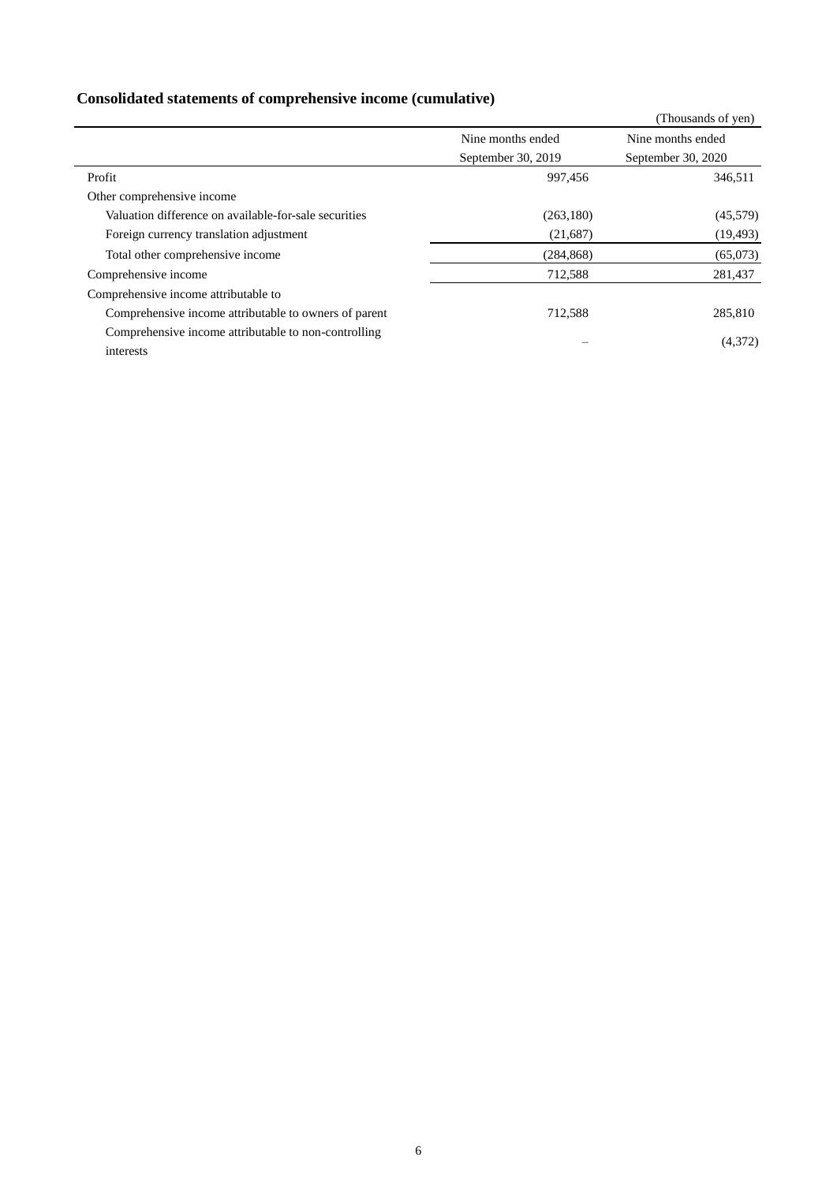## Consolidated statements of comprehensive income (cumulative)

(Thousands of yen)

| | Nine months ended September 30, 2019 | Nine months ended September 30, 2020 |
|---|---|---|
| Profit | 997,456 | 346,511 |
| Other comprehensive income | | |
| Valuation difference on available-for-sale securities | (263,180) | (45,579) |
| Foreign currency translation adjustment | (21,687) | (19,493) |
| Total other comprehensive income | (284,868) | (65,073) |
| Comprehensive income | 712,588 | 281,437 |
| Comprehensive income attributable to | | |
| Comprehensive income attributable to owners of parent | 712,588 | 285,810 |
| Comprehensive income attributable to non-controlling interests | – | (4,372) |